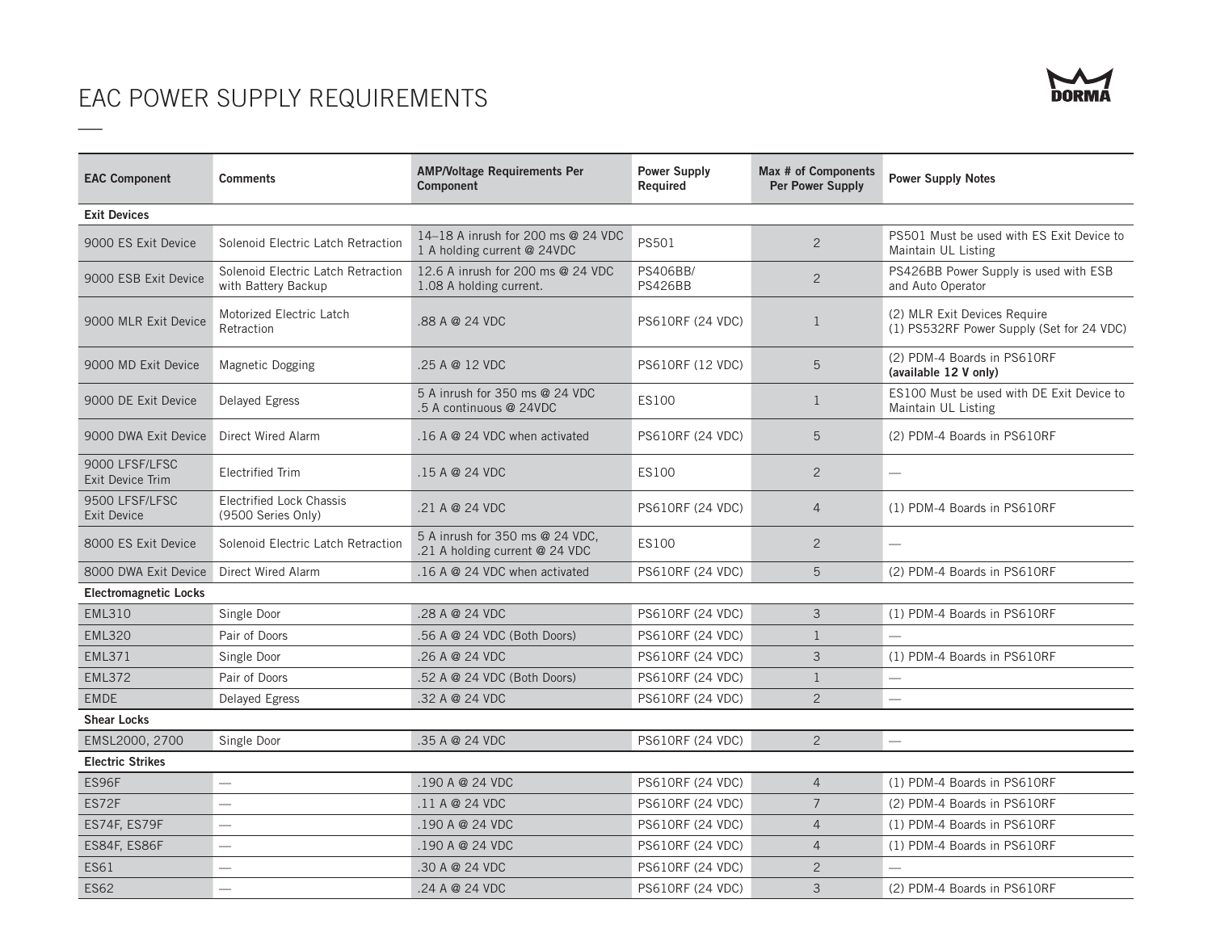# EAC POWER SUPPLY REQUIREMENTS

| EAC Component | Comments | AMP/Voltage Requirements Per Component | Power Supply Required | Max # of Components Per Power Supply | Power Supply Notes |
|---|---|---|---|---|---|
| **Exit Devices** | | | | | |
| 9000 ES Exit Device | Solenoid Electric Latch Retraction | 14–18 A inrush for 200 ms @ 24 VDC 1 A holding current @ 24VDC | PS501 | 2 | PS501 Must be used with ES Exit Device to Maintain UL Listing |
| 9000 ESB Exit Device | Solenoid Electric Latch Retraction with Battery Backup | 12.6 A inrush for 200 ms @ 24 VDC 1.08 A holding current. | PS406BB/ PS426BB | 2 | PS426BB Power Supply is used with ESB and Auto Operator |
| 9000 MLR Exit Device | Motorized Electric Latch Retraction | .88 A @ 24 VDC | PS610RF (24 VDC) | 1 | (2) MLR Exit Devices Require (1) PS532RF Power Supply (Set for 24 VDC) |
| 9000 MD Exit Device | Magnetic Dogging | .25 A @ 12 VDC | PS610RF (12 VDC) | 5 | (2) PDM-4 Boards in PS610RF **(available 12 V only)** |
| 9000 DE Exit Device | Delayed Egress | 5 A inrush for 350 ms @ 24 VDC .5 A continuous @ 24VDC | ES100 | 1 | ES100 Must be used with DE Exit Device to Maintain UL Listing |
| 9000 DWA Exit Device | Direct Wired Alarm | .16 A @ 24 VDC when activated | PS610RF (24 VDC) | 5 | (2) PDM-4 Boards in PS610RF |
| 9000 LFSF/LFSC Exit Device Trim | Electrified Trim | .15 A @ 24 VDC | ES100 | 2 | — |
| 9500 LFSF/LFSC Exit Device | Electrified Lock Chassis (9500 Series Only) | .21 A @ 24 VDC | PS610RF (24 VDC) | 4 | (1) PDM-4 Boards in PS610RF |
| 8000 ES Exit Device | Solenoid Electric Latch Retraction | 5 A inrush for 350 ms @ 24 VDC, .21 A holding current @ 24 VDC | ES100 | 2 | — |
| 8000 DWA Exit Device | Direct Wired Alarm | .16 A @ 24 VDC when activated | PS610RF (24 VDC) | 5 | (2) PDM-4 Boards in PS610RF |
| **Electromagnetic Locks** | | | | | |
| EML310 | Single Door | .28 A @ 24 VDC | PS610RF (24 VDC) | 3 | (1) PDM-4 Boards in PS610RF |
| EML320 | Pair of Doors | .56 A @ 24 VDC (Both Doors) | PS610RF (24 VDC) | 1 | — |
| EML371 | Single Door | .26 A @ 24 VDC | PS610RF (24 VDC) | 3 | (1) PDM-4 Boards in PS610RF |
| EML372 | Pair of Doors | .52 A @ 24 VDC (Both Doors) | PS610RF (24 VDC) | 1 | — |
| EMDE | Delayed Egress | .32 A @ 24 VDC | PS610RF (24 VDC) | 2 | — |
| **Shear Locks** | | | | | |
| EMSL2000, 2700 | Single Door | .35 A @ 24 VDC | PS610RF (24 VDC) | 2 | — |
| **Electric Strikes** | | | | | |
| ES96F | — | .190 A @ 24 VDC | PS610RF (24 VDC) | 4 | (1) PDM-4 Boards in PS610RF |
| ES72F | — | .11 A @ 24 VDC | PS610RF (24 VDC) | 7 | (2) PDM-4 Boards in PS610RF |
| ES74F, ES79F | — | .190 A @ 24 VDC | PS610RF (24 VDC) | 4 | (1) PDM-4 Boards in PS610RF |
| ES84F, ES86F | — | .190 A @ 24 VDC | PS610RF (24 VDC) | 4 | (1) PDM-4 Boards in PS610RF |
| ES61 | — | .30 A @ 24 VDC | PS610RF (24 VDC) | 2 | — |
| ES62 | — | .24 A @ 24 VDC | PS610RF (24 VDC) | 3 | (2) PDM-4 Boards in PS610RF |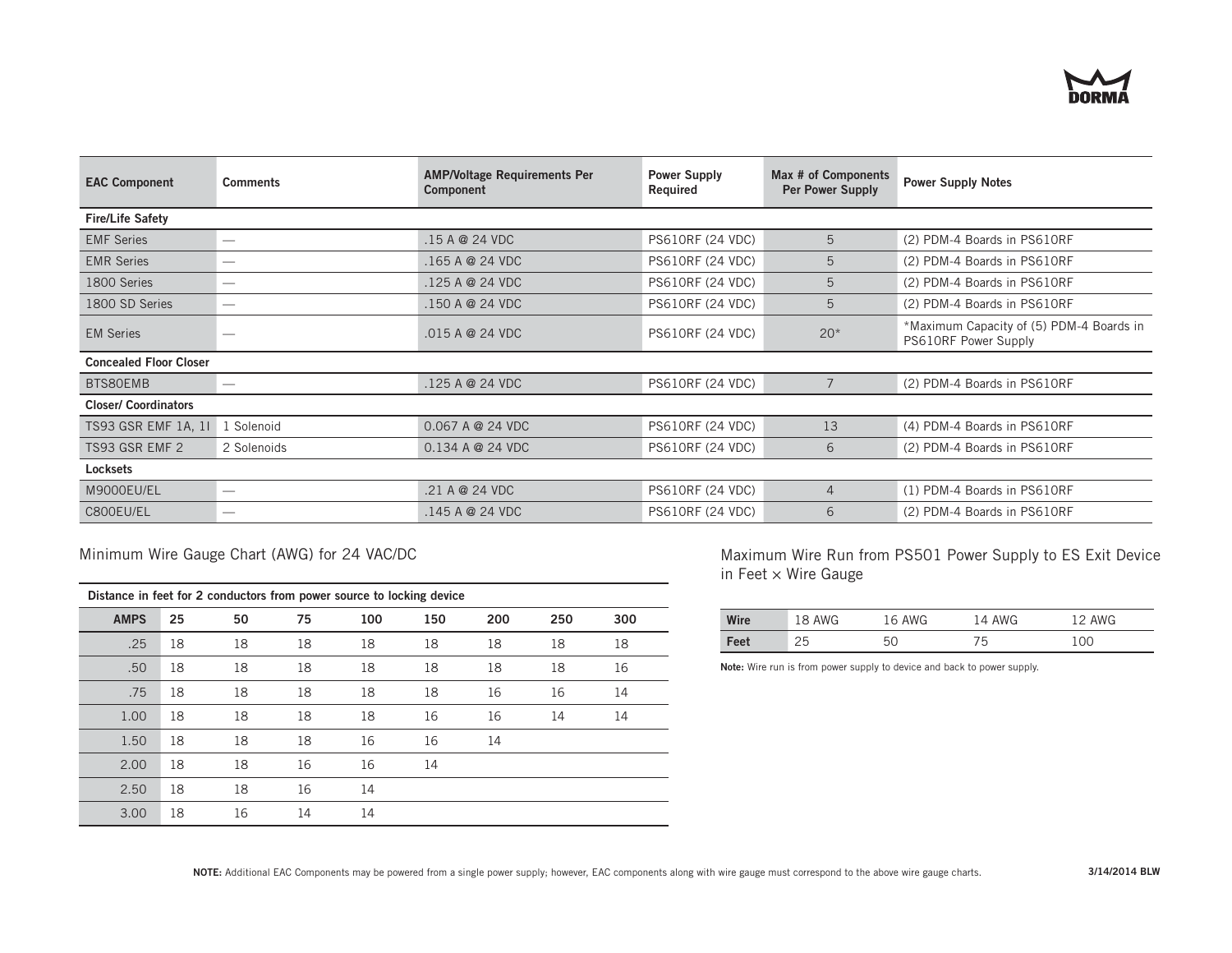| EAC Component | Comments | AMP/Voltage Requirements Per Component | Power Supply Required | Max # of Components Per Power Supply | Power Supply Notes |
|---|---|---|---|---|---|
| **Fire/Life Safety** | | | | | |
| EMF Series | — | .15 A @ 24 VDC | PS610RF (24 VDC) | 5 | (2) PDM-4 Boards in PS610RF |
| EMR Series | — | .165 A @ 24 VDC | PS610RF (24 VDC) | 5 | (2) PDM-4 Boards in PS610RF |
| 1800 Series | — | .125 A @ 24 VDC | PS610RF (24 VDC) | 5 | (2) PDM-4 Boards in PS610RF |
| 1800 SD Series | — | .150 A @ 24 VDC | PS610RF (24 VDC) | 5 | (2) PDM-4 Boards in PS610RF |
| EM Series | — | .015 A @ 24 VDC | PS610RF (24 VDC) | 20* | *Maximum Capacity of (5) PDM-4 Boards in PS610RF Power Supply |
| **Concealed Floor Closer** | | | | | |
| BTS80EMB | — | .125 A @ 24 VDC | PS610RF (24 VDC) | 7 | (2) PDM-4 Boards in PS610RF |
| **Closer/ Coordinators** | | | | | |
| TS93 GSR EMF 1A, 1I | 1 Solenoid | 0.067 A @ 24 VDC | PS610RF (24 VDC) | 13 | (4) PDM-4 Boards in PS610RF |
| TS93 GSR EMF 2 | 2 Solenoids | 0.134 A @ 24 VDC | PS610RF (24 VDC) | 6 | (2) PDM-4 Boards in PS610RF |
| **Locksets** | | | | | |
| M9000EU/EL | — | .21 A @ 24 VDC | PS610RF (24 VDC) | 4 | (1) PDM-4 Boards in PS610RF |
| C800EU/EL | — | .145 A @ 24 VDC | PS610RF (24 VDC) | 6 | (2) PDM-4 Boards in PS610RF |

## Minimum Wire Gauge Chart (AWG) for 24 VAC/DC

| Distance in feet for 2 conductors from power source to locking device | | | | | | | | |
|---|---|---|---|---|---|---|---|---|
| **AMPS** | **25** | **50** | **75** | **100** | **150** | **200** | **250** | **300** |
| .25 | 18 | 18 | 18 | 18 | 18 | 18 | 18 | 18 |
| .50 | 18 | 18 | 18 | 18 | 18 | 18 | 18 | 16 |
| .75 | 18 | 18 | 18 | 18 | 18 | 16 | 16 | 14 |
| 1.00 | 18 | 18 | 18 | 18 | 16 | 16 | 14 | 14 |
| 1.50 | 18 | 18 | 18 | 16 | 16 | 14 | | |
| 2.00 | 18 | 18 | 16 | 16 | 14 | | | |
| 2.50 | 18 | 18 | 16 | 14 | | | | |
| 3.00 | 18 | 16 | 14 | 14 | | | | |

## Maximum Wire Run from PS501 Power Supply to ES Exit Device in Feet × Wire Gauge

| Wire | 18 AWG | 16 AWG | 14 AWG | 12 AWG |
|---|---|---|---|---|
| Feet | 25 | 50 | 75 | 100 |

**Note:** Wire run is from power supply to device and back to power supply.

**NOTE:** Additional EAC Components may be powered from a single power supply; however, EAC components along with wire gauge must correspond to the above wire gauge charts.

3/14/2014 BLW